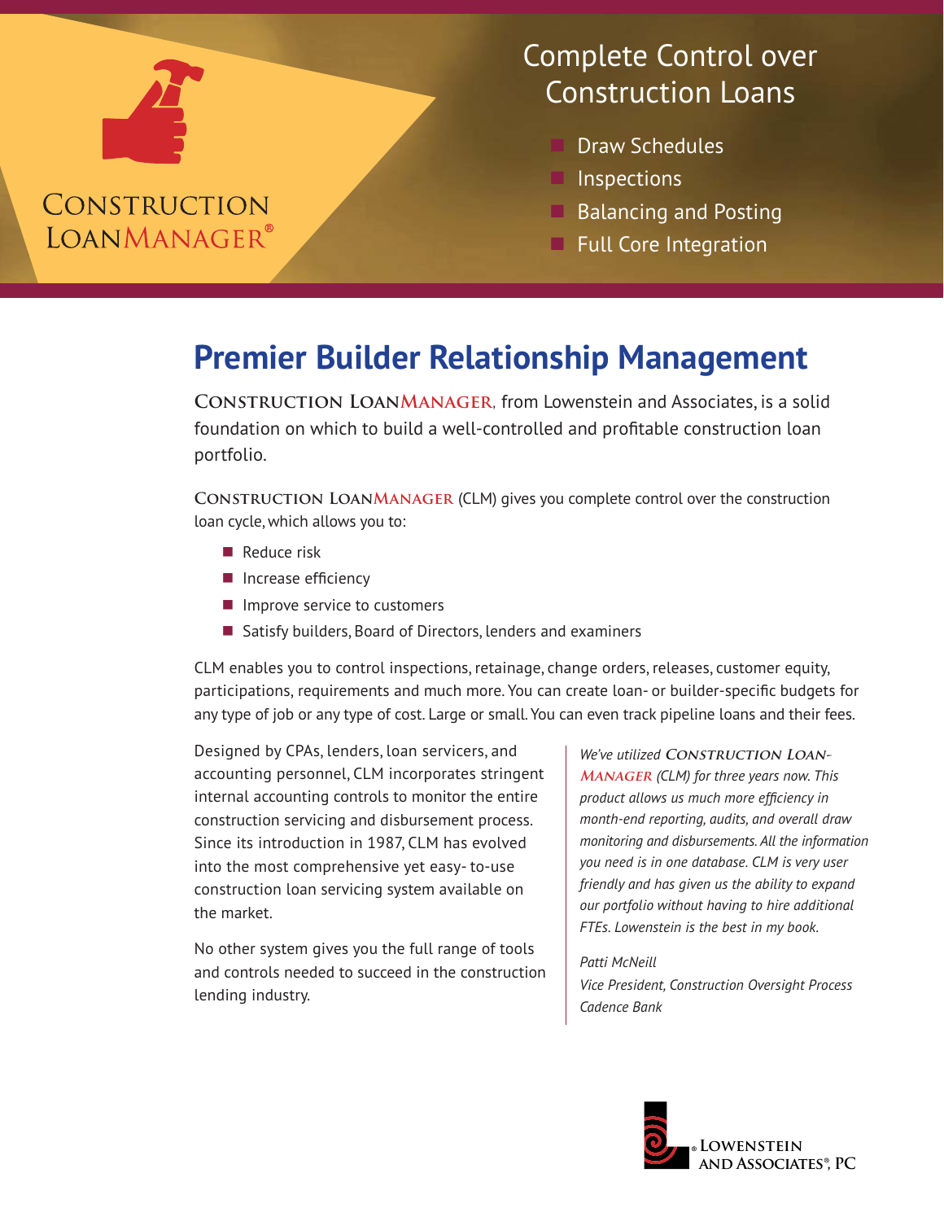CONSTRUCTION LOANMANAGER®

## Complete Control over Construction Loans

- Draw Schedules
- Inspections
- Balancing and Posting
- Full Core Integration

# Premier Builder Relationship Management

**CONSTRUCTION LOANMANAGER**, from Lowenstein and Associates, is a solid foundation on which to build a well-controlled and profitable construction loan portfolio.

**CONSTRUCTION LOANMANAGER** (CLM) gives you complete control over the construction loan cycle, which allows you to:

- Reduce risk
- Increase efficiency
- Improve service to customers
- Satisfy builders, Board of Directors, lenders and examiners

CLM enables you to control inspections, retainage, change orders, releases, customer equity, participations, requirements and much more. You can create loan- or builder-specific budgets for any type of job or any type of cost. Large or small. You can even track pipeline loans and their fees.

Designed by CPAs, lenders, loan servicers, and accounting personnel, CLM incorporates stringent internal accounting controls to monitor the entire construction servicing and disbursement process. Since its introduction in 1987, CLM has evolved into the most comprehensive yet easy- to-use construction loan servicing system available on the market.

No other system gives you the full range of tools and controls needed to succeed in the construction lending industry.

*We've utilized **CONSTRUCTION LOANMANAGER** (CLM) for three years now. This product allows us much more efficiency in month-end reporting, audits, and overall draw monitoring and disbursements. All the information you need is in one database. CLM is very user friendly and has given us the ability to expand our portfolio without having to hire additional FTEs. Lowenstein is the best in my book.*

*Patti McNeill*
*Vice President, Construction Oversight Process*
*Cadence Bank*

LOWENSTEIN AND ASSOCIATES®, PC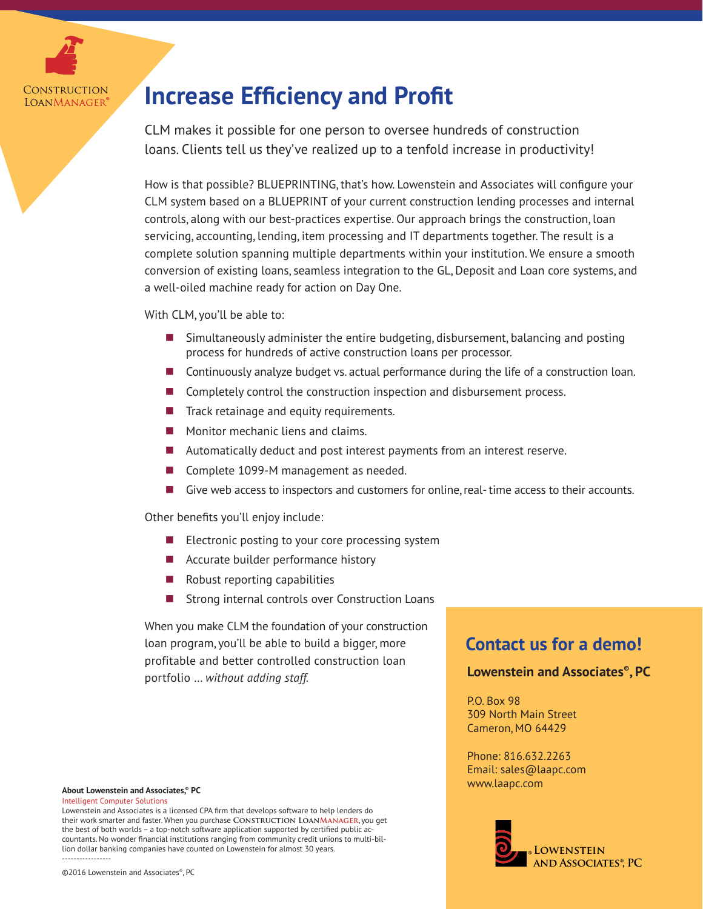CONSTRUCTION LOANMANAGER®

# Increase Efficiency and Profit

CLM makes it possible for one person to oversee hundreds of construction loans. Clients tell us they've realized up to a tenfold increase in productivity!

How is that possible? BLUEPRINTING, that's how. Lowenstein and Associates will configure your CLM system based on a BLUEPRINT of your current construction lending processes and internal controls, along with our best-practices expertise. Our approach brings the construction, loan servicing, accounting, lending, item processing and IT departments together. The result is a complete solution spanning multiple departments within your institution. We ensure a smooth conversion of existing loans, seamless integration to the GL, Deposit and Loan core systems, and a well-oiled machine ready for action on Day One.

With CLM, you'll be able to:

- Simultaneously administer the entire budgeting, disbursement, balancing and posting process for hundreds of active construction loans per processor.
- Continuously analyze budget vs. actual performance during the life of a construction loan.
- Completely control the construction inspection and disbursement process.
- Track retainage and equity requirements.
- Monitor mechanic liens and claims.
- Automatically deduct and post interest payments from an interest reserve.
- Complete 1099-M management as needed.
- Give web access to inspectors and customers for online, real- time access to their accounts.

Other benefits you'll enjoy include:

- Electronic posting to your core processing system
- Accurate builder performance history
- Robust reporting capabilities
- Strong internal controls over Construction Loans

When you make CLM the foundation of your construction loan program, you'll be able to build a bigger, more profitable and better controlled construction loan portfolio … *without adding staff.*

## Contact us for a demo!

**Lowenstein and Associates®, PC**

P.O. Box 98
309 North Main Street
Cameron, MO 64429

Phone: 816.632.2263
Email: sales@laapc.com
www.laapc.com

LOWENSTEIN AND ASSOCIATES®, PC

**About Lowenstein and Associates,® PC**
Intelligent Computer Solutions
Lowenstein and Associates is a licensed CPA firm that develops software to help lenders do their work smarter and faster. When you purchase CONSTRUCTION LOANMANAGER, you get the best of both worlds – a top-notch software application supported by certified public accountants. No wonder financial institutions ranging from community credit unions to multi-billion dollar banking companies have counted on Lowenstein for almost 30 years.

©2016 Lowenstein and Associates®, PC